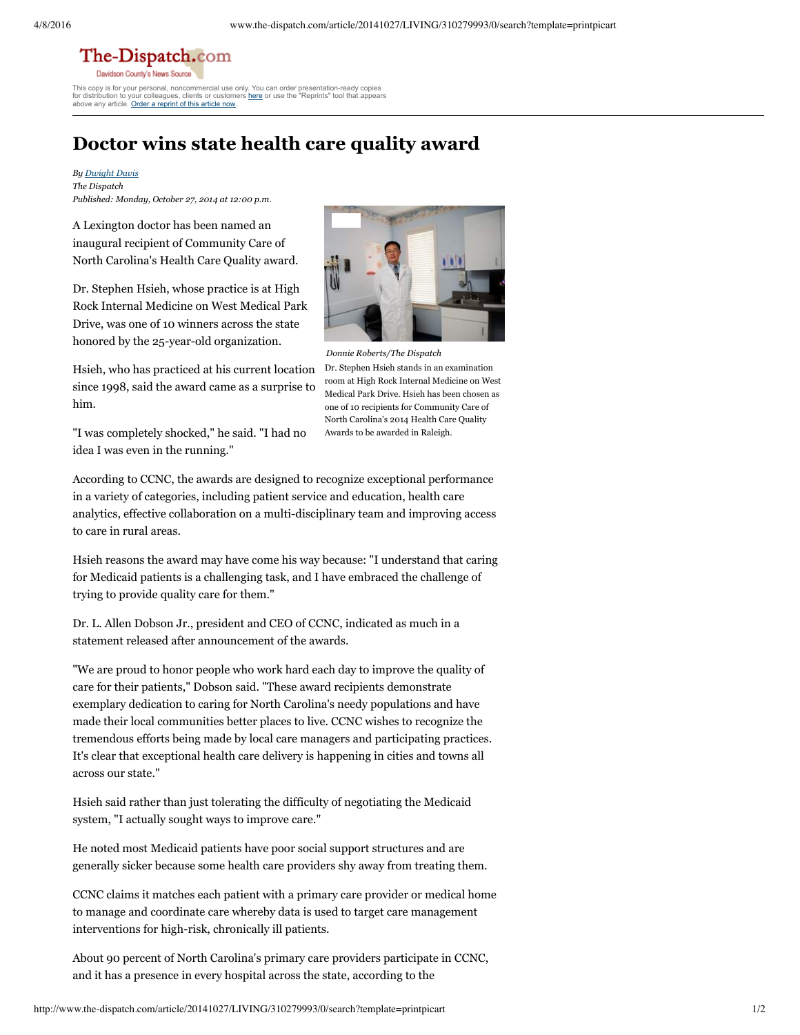The-Dispatch.com
Davidson County's News Source

This copy is for your personal, noncommercial use only. You can order presentation-ready copies for distribution to your colleagues, clients or customers here or use the "Reprints" tool that appears above any article. Order a reprint of this article now.

# Doctor wins state health care quality award

*By Dwight Davis*
*The Dispatch*
*Published: Monday, October 27, 2014 at 12:00 p.m.*

A Lexington doctor has been named an inaugural recipient of Community Care of North Carolina's Health Care Quality award.

Dr. Stephen Hsieh, whose practice is at High Rock Internal Medicine on West Medical Park Drive, was one of 10 winners across the state honored by the 25-year-old organization.

*Donnie Roberts/The Dispatch*
Dr. Stephen Hsieh stands in an examination room at High Rock Internal Medicine on West Medical Park Drive. Hsieh has been chosen as one of 10 recipients for Community Care of North Carolina's 2014 Health Care Quality Awards to be awarded in Raleigh.

Hsieh, who has practiced at his current location since 1998, said the award came as a surprise to him.

"I was completely shocked," he said. "I had no idea I was even in the running."

According to CCNC, the awards are designed to recognize exceptional performance in a variety of categories, including patient service and education, health care analytics, effective collaboration on a multi-disciplinary team and improving access to care in rural areas.

Hsieh reasons the award may have come his way because: "I understand that caring for Medicaid patients is a challenging task, and I have embraced the challenge of trying to provide quality care for them."

Dr. L. Allen Dobson Jr., president and CEO of CCNC, indicated as much in a statement released after announcement of the awards.

"We are proud to honor people who work hard each day to improve the quality of care for their patients," Dobson said. "These award recipients demonstrate exemplary dedication to caring for North Carolina's needy populations and have made their local communities better places to live. CCNC wishes to recognize the tremendous efforts being made by local care managers and participating practices. It's clear that exceptional health care delivery is happening in cities and towns all across our state."

Hsieh said rather than just tolerating the difficulty of negotiating the Medicaid system, "I actually sought ways to improve care."

He noted most Medicaid patients have poor social support structures and are generally sicker because some health care providers shy away from treating them.

CCNC claims it matches each patient with a primary care provider or medical home to manage and coordinate care whereby data is used to target care management interventions for high-risk, chronically ill patients.

About 90 percent of North Carolina's primary care providers participate in CCNC, and it has a presence in every hospital across the state, according to the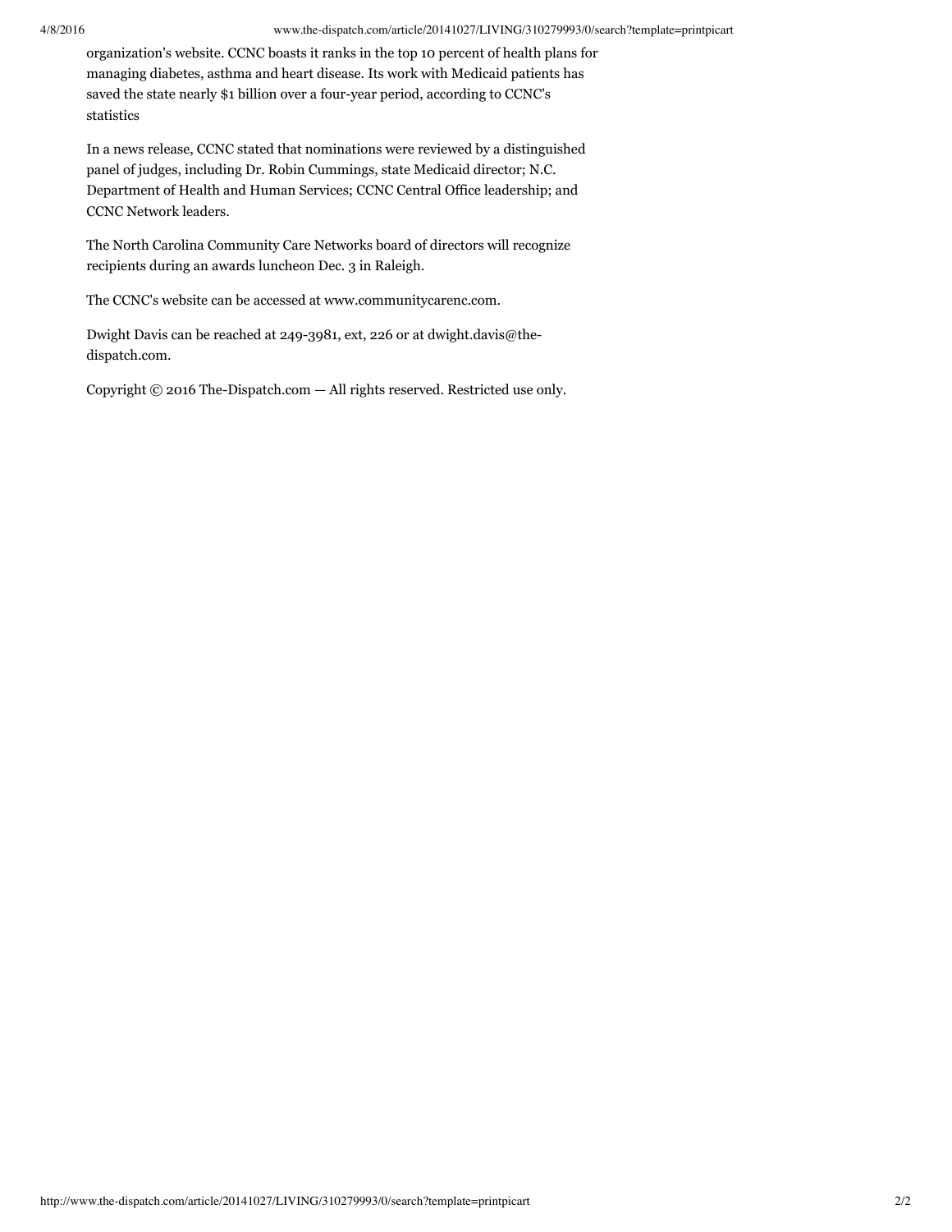organization's website. CCNC boasts it ranks in the top 10 percent of health plans for managing diabetes, asthma and heart disease. Its work with Medicaid patients has saved the state nearly $1 billion over a four-year period, according to CCNC's statistics

In a news release, CCNC stated that nominations were reviewed by a distinguished panel of judges, including Dr. Robin Cummings, state Medicaid director; N.C. Department of Health and Human Services; CCNC Central Office leadership; and CCNC Network leaders.

The North Carolina Community Care Networks board of directors will recognize recipients during an awards luncheon Dec. 3 in Raleigh.

The CCNC's website can be accessed at www.communitycarenc.com.

Dwight Davis can be reached at 249-3981, ext, 226 or at dwight.davis@the-dispatch.com.

Copyright © 2016 The-Dispatch.com — All rights reserved. Restricted use only.